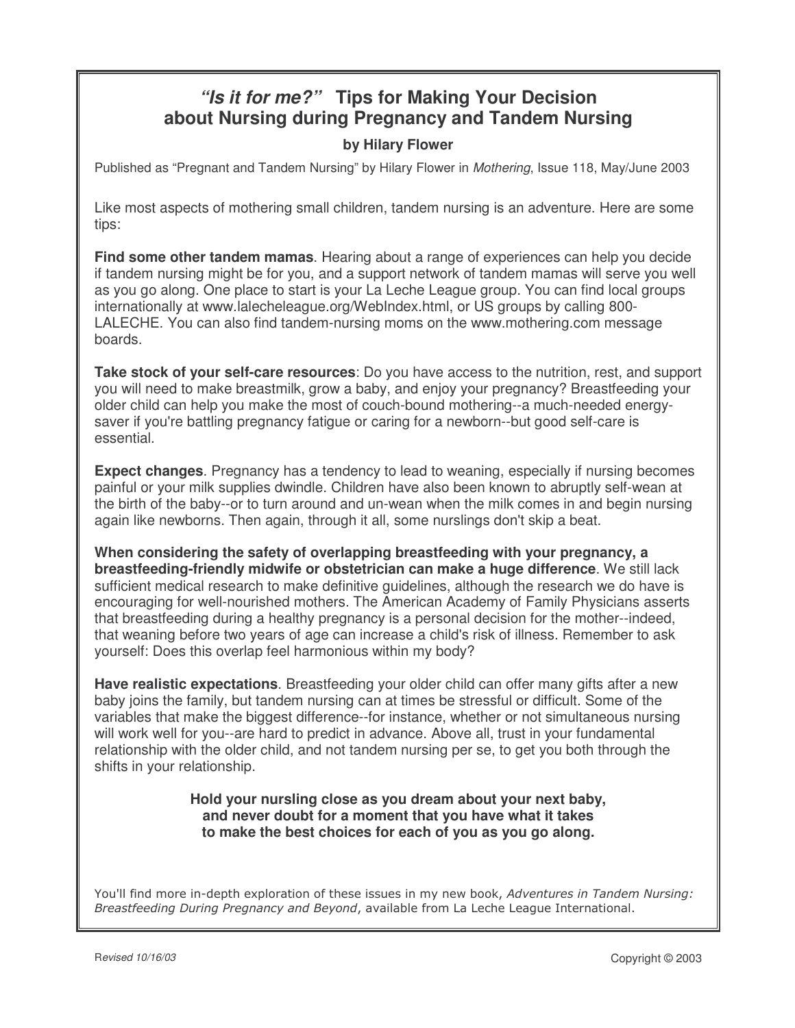# *"Is it for me?"* Tips for Making Your Decision about Nursing during Pregnancy and Tandem Nursing

**by Hilary Flower**

Published as "Pregnant and Tandem Nursing" by Hilary Flower in *Mothering*, Issue 118, May/June 2003

Like most aspects of mothering small children, tandem nursing is an adventure. Here are some tips:

**Find some other tandem mamas**. Hearing about a range of experiences can help you decide if tandem nursing might be for you, and a support network of tandem mamas will serve you well as you go along. One place to start is your La Leche League group. You can find local groups internationally at www.lalecheleague.org/WebIndex.html, or US groups by calling 800-LALECHE. You can also find tandem-nursing moms on the www.mothering.com message boards.

**Take stock of your self-care resources**: Do you have access to the nutrition, rest, and support you will need to make breastmilk, grow a baby, and enjoy your pregnancy? Breastfeeding your older child can help you make the most of couch-bound mothering--a much-needed energy-saver if you're battling pregnancy fatigue or caring for a newborn--but good self-care is essential.

**Expect changes**. Pregnancy has a tendency to lead to weaning, especially if nursing becomes painful or your milk supplies dwindle. Children have also been known to abruptly self-wean at the birth of the baby--or to turn around and un-wean when the milk comes in and begin nursing again like newborns. Then again, through it all, some nurslings don't skip a beat.

**When considering the safety of overlapping breastfeeding with your pregnancy, a breastfeeding-friendly midwife or obstetrician can make a huge difference**. We still lack sufficient medical research to make definitive guidelines, although the research we do have is encouraging for well-nourished mothers. The American Academy of Family Physicians asserts that breastfeeding during a healthy pregnancy is a personal decision for the mother--indeed, that weaning before two years of age can increase a child's risk of illness. Remember to ask yourself: Does this overlap feel harmonious within my body?

**Have realistic expectations**. Breastfeeding your older child can offer many gifts after a new baby joins the family, but tandem nursing can at times be stressful or difficult. Some of the variables that make the biggest difference--for instance, whether or not simultaneous nursing will work well for you--are hard to predict in advance. Above all, trust in your fundamental relationship with the older child, and not tandem nursing per se, to get you both through the shifts in your relationship.

**Hold your nursling close as you dream about your next baby, and never doubt for a moment that you have what it takes to make the best choices for each of you as you go along.**

You'll find more in-depth exploration of these issues in my new book, *Adventures in Tandem Nursing: Breastfeeding During Pregnancy and Beyond*, available from La Leche League International.

Revised 10/16/03

Copyright © 2003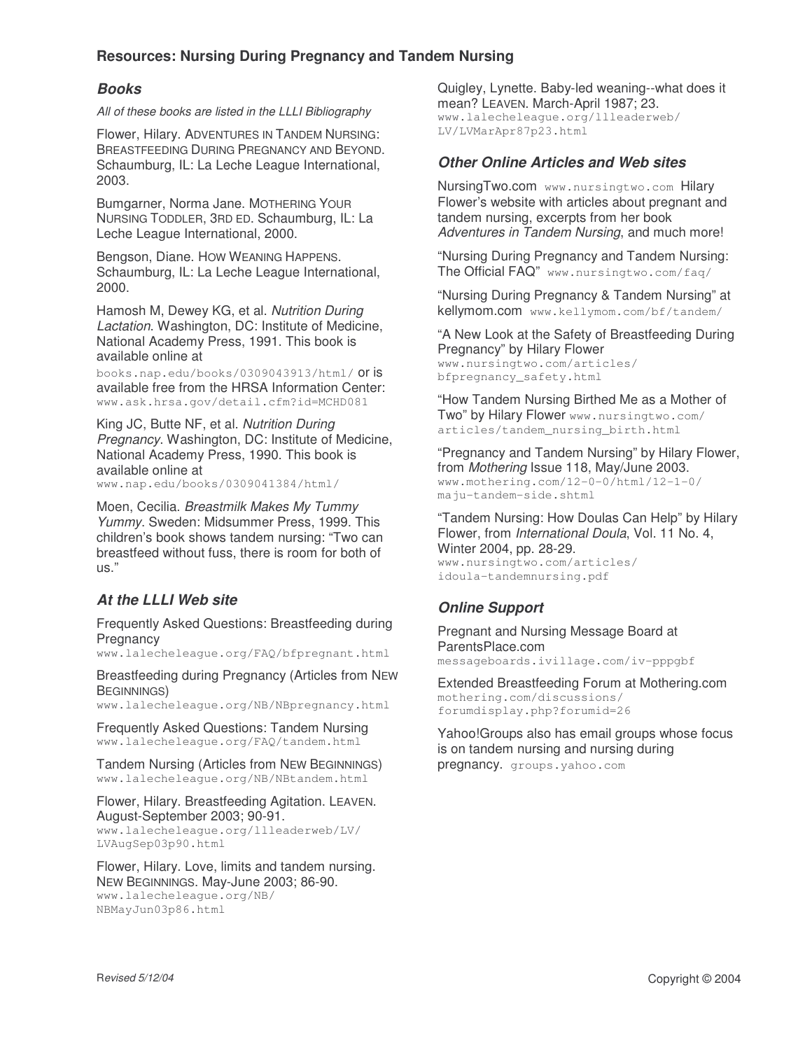## Resources: Nursing During Pregnancy and Tandem Nursing

### *Books*

*All of these books are listed in the LLLI Bibliography*

Flower, Hilary. ADVENTURES IN TANDEM NURSING: BREASTFEEDING DURING PREGNANCY AND BEYOND. Schaumburg, IL: La Leche League International, 2003.

Bumgarner, Norma Jane. MOTHERING YOUR NURSING TODDLER, 3RD ED. Schaumburg, IL: La Leche League International, 2000.

Bengson, Diane. HOW WEANING HAPPENS. Schaumburg, IL: La Leche League International, 2000.

Hamosh M, Dewey KG, et al. *Nutrition During Lactation*. Washington, DC: Institute of Medicine, National Academy Press, 1991. This book is available online at books.nap.edu/books/0309043913/html/ or is available free from the HRSA Information Center: www.ask.hrsa.gov/detail.cfm?id=MCHD081

King JC, Butte NF, et al. *Nutrition During Pregnancy*. Washington, DC: Institute of Medicine, National Academy Press, 1990. This book is available online at www.nap.edu/books/0309041384/html/

Moen, Cecilia. *Breastmilk Makes My Tummy Yummy*. Sweden: Midsummer Press, 1999. This children's book shows tandem nursing: "Two can breastfeed without fuss, there is room for both of us."

### *At the LLLI Web site*

Frequently Asked Questions: Breastfeeding during Pregnancy
www.lalecheleague.org/FAQ/bfpregnant.html

Breastfeeding during Pregnancy (Articles from NEW BEGINNINGS)
www.lalecheleague.org/NB/NBpregnancy.html

Frequently Asked Questions: Tandem Nursing
www.lalecheleague.org/FAQ/tandem.html

Tandem Nursing (Articles from NEW BEGINNINGS)
www.lalecheleague.org/NB/NBtandem.html

Flower, Hilary. Breastfeeding Agitation. LEAVEN. August-September 2003; 90-91.
www.lalecheleague.org/llleaderweb/LV/LVAugSep03p90.html

Flower, Hilary. Love, limits and tandem nursing. NEW BEGINNINGS. May-June 2003; 86-90.
www.lalecheleague.org/NB/NBMayJun03p86.html

Quigley, Lynette. Baby-led weaning--what does it mean? LEAVEN. March-April 1987; 23.
www.lalecheleague.org/llleaderweb/LV/LVMarApr87p23.html

### *Other Online Articles and Web sites*

NursingTwo.com www.nursingtwo.com Hilary Flower's website with articles about pregnant and tandem nursing, excerpts from her book *Adventures in Tandem Nursing*, and much more!

"Nursing During Pregnancy and Tandem Nursing: The Official FAQ" www.nursingtwo.com/faq/

"Nursing During Pregnancy & Tandem Nursing" at kellymom.com www.kellymom.com/bf/tandem/

"A New Look at the Safety of Breastfeeding During Pregnancy" by Hilary Flower
www.nursingtwo.com/articles/bfpregnancy_safety.html

"How Tandem Nursing Birthed Me as a Mother of Two" by Hilary Flower www.nursingtwo.com/articles/tandem_nursing_birth.html

"Pregnancy and Tandem Nursing" by Hilary Flower, from *Mothering* Issue 118, May/June 2003.
www.mothering.com/12-0-0/html/12-1-0/maju-tandem-side.shtml

"Tandem Nursing: How Doulas Can Help" by Hilary Flower, from *International Doula*, Vol. 11 No. 4, Winter 2004, pp. 28-29.
www.nursingtwo.com/articles/idoula-tandemnursing.pdf

### *Online Support*

Pregnant and Nursing Message Board at ParentsPlace.com
messageboards.ivillage.com/iv-pppgbf

Extended Breastfeeding Forum at Mothering.com
mothering.com/discussions/forumdisplay.php?forumid=26

Yahoo!Groups also has email groups whose focus is on tandem nursing and nursing during pregnancy. groups.yahoo.com

*Revised 5/12/04*

Copyright © 2004